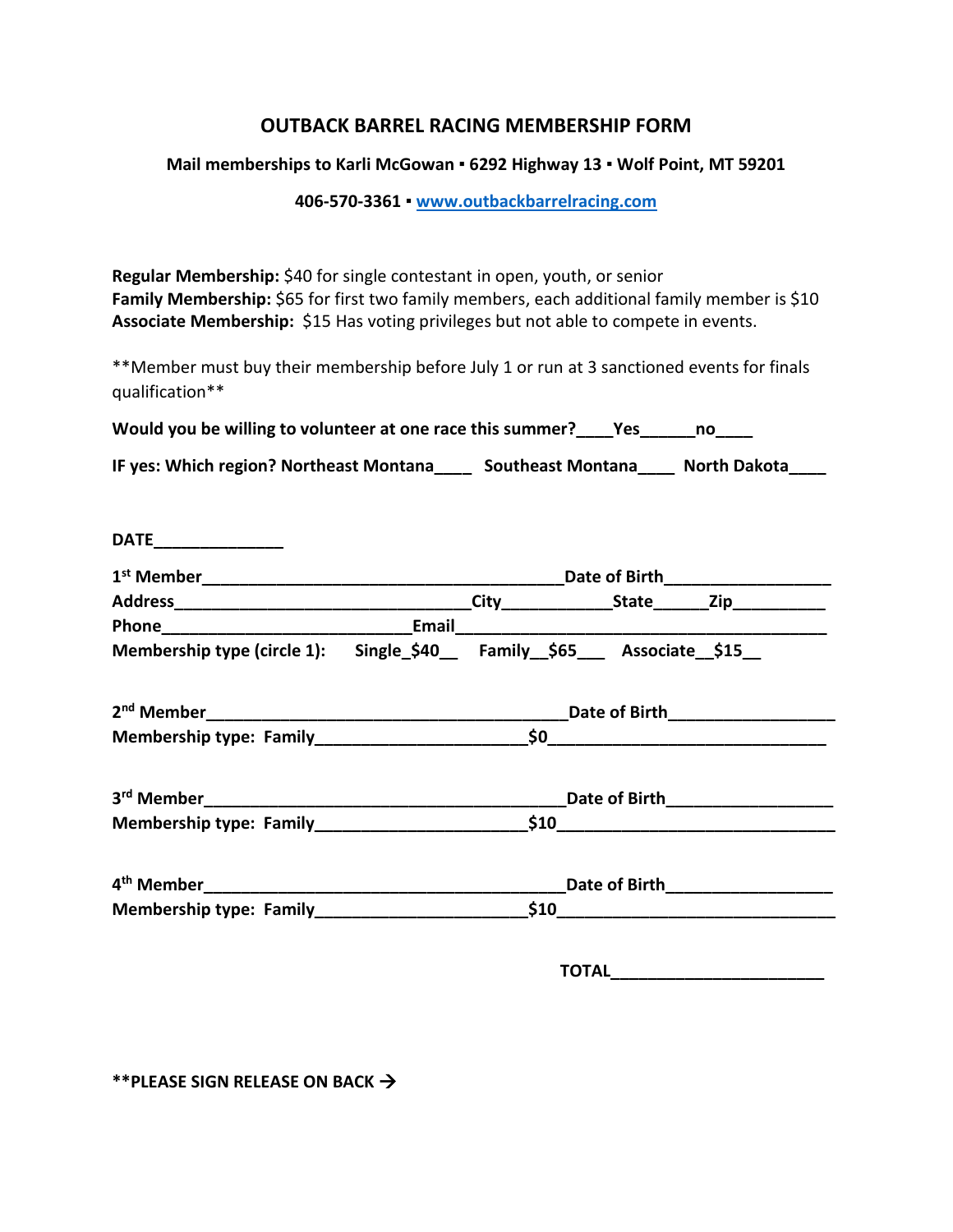# OUTBACK BARREL RACING MEMBERSHIP FORM

**Mail memberships to Karli McGowan ▪ 6292 Highway 13 ▪ Wolf Point, MT 59201**

**406-570-3361 ▪ [www.outbackbarrelracing.com](http://www.outbackbarrelracing.com)**

**Regular Membership:** $40 for single contestant in open, youth, or senior
**Family Membership:** $65 for first two family members, each additional family member is $10
**Associate Membership:** $15 Has voting privileges but not able to compete in events.

**Member must buy their membership before July 1 or run at 3 sanctioned events for finals qualification**

**Would you be willing to volunteer at one race this summer?____Yes______no____**

**IF yes: Which region? Northeast Montana____ Southeast Montana____ North Dakota____**

**DATE______________**

**1st Member________________________________________Date of Birth_________________**
**Address________________________________City___________State______Zip__________**
**Phone___________________________Email_________________________________________**
**Membership type (circle 1): Single_$40__ Family__$65___ Associate__$15__**

**2nd Member________________________________________Date of Birth_________________**
**Membership type: Family_______________________$0______________________________**

**3rd Member________________________________________Date of Birth_________________**
**Membership type: Family_______________________$10_____________________________**

**4th Member________________________________________Date of Birth_________________**
**Membership type: Family_______________________$10_____________________________**

**TOTAL_______________________**

**\*\*PLEASE SIGN RELEASE ON BACK →**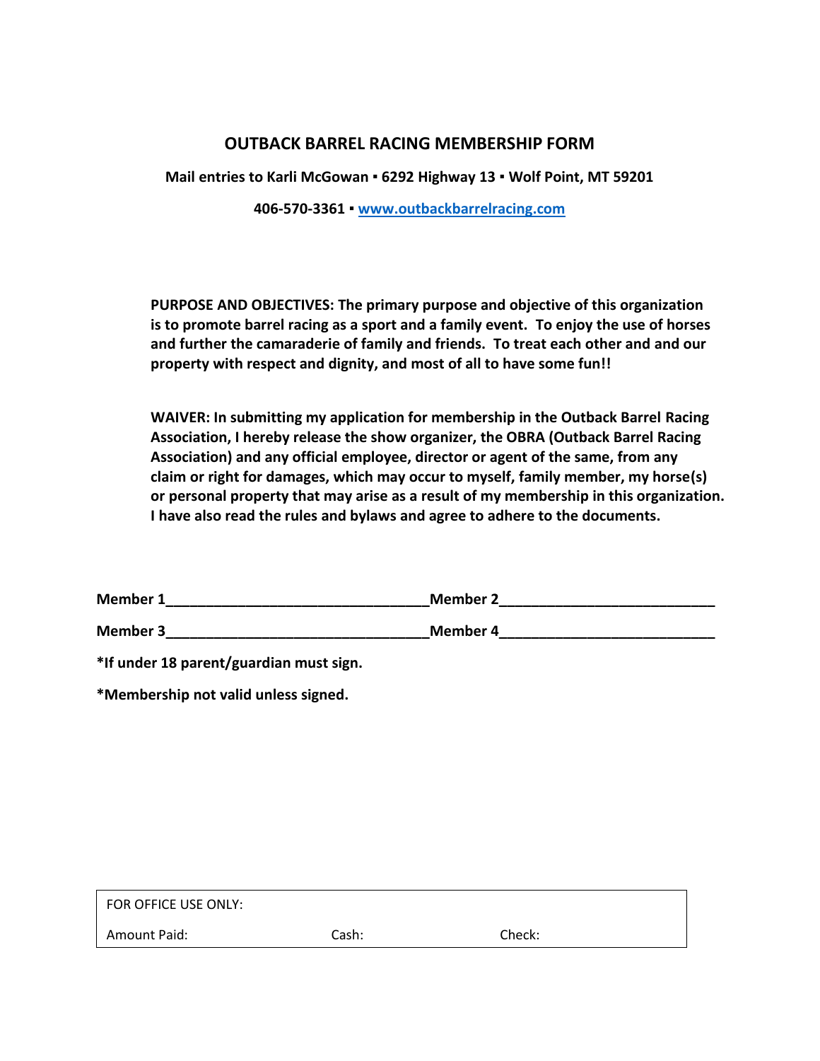# OUTBACK BARREL RACING MEMBERSHIP FORM

**Mail entries to Karli McGowan ▪ 6292 Highway 13 ▪ Wolf Point, MT 59201**

**406-570-3361 ▪ [www.outbackbarrelracing.com](http://www.outbackbarrelracing.com)**

**PURPOSE AND OBJECTIVES: The primary purpose and objective of this organization is to promote barrel racing as a sport and a family event. To enjoy the use of horses and further the camaraderie of family and friends. To treat each other and and our property with respect and dignity, and most of all to have some fun!!**

**WAIVER: In submitting my application for membership in the Outback Barrel Racing Association, I hereby release the show organizer, the OBRA (Outback Barrel Racing Association) and any official employee, director or agent of the same, from any claim or right for damages, which may occur to myself, family member, my horse(s) or personal property that may arise as a result of my membership in this organization. I have also read the rules and bylaws and agree to adhere to the documents.**

**Member 1**________________________________ **Member 2**__________________________

**Member 3**________________________________ **Member 4**__________________________

**\*If under 18 parent/guardian must sign.**

**\*Membership not valid unless signed.**

| FOR OFFICE USE ONLY: | | |
|---|---|---|
| Amount Paid: | Cash: | Check: |